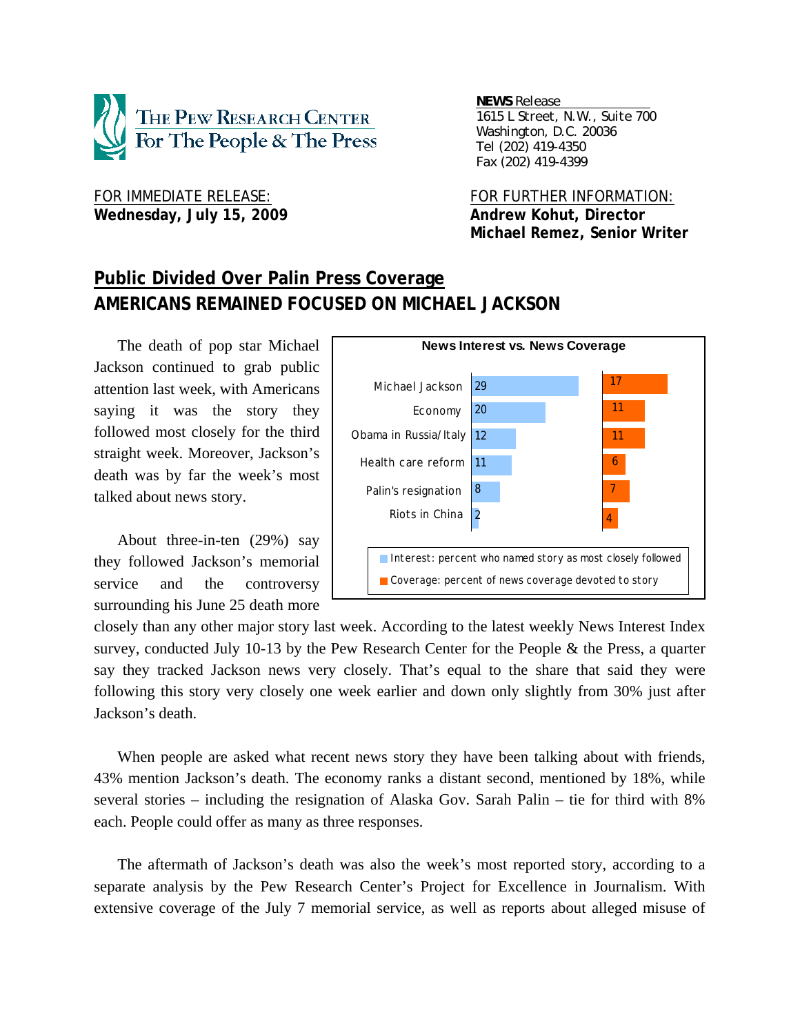The Pew Research Center For The People & The Press

**NEWS** Release
1615 L Street, N.W., Suite 700
Washington, D.C. 20036
Tel (202) 419-4350
Fax (202) 419-4399

FOR IMMEDIATE RELEASE:
**Wednesday, July 15, 2009**

FOR FURTHER INFORMATION:
**Andrew Kohut, Director**
**Michael Remez, Senior Writer**

# Public Divided Over Palin Press Coverage
## AMERICANS REMAINED FOCUSED ON MICHAEL JACKSON

**News Interest vs. News Coverage**

| | Interest: percent who named story as most closely followed | Coverage: percent of news coverage devoted to story |
|---|---|---|
| Michael Jackson | 29 | 17 |
| Economy | 20 | 11 |
| Obama in Russia/Italy | 12 | 11 |
| Health care reform | 11 | 6 |
| Palin's resignation | 8 | 7 |
| Riots in China | 2 | 4 |

The death of pop star Michael Jackson continued to grab public attention last week, with Americans saying it was the story they followed most closely for the third straight week. Moreover, Jackson's death was by far the week's most talked about news story.

About three-in-ten (29%) say they followed Jackson's memorial service and the controversy surrounding his June 25 death more closely than any other major story last week. According to the latest weekly News Interest Index survey, conducted July 10-13 by the Pew Research Center for the People & the Press, a quarter say they tracked Jackson news very closely. That's equal to the share that said they were following this story very closely one week earlier and down only slightly from 30% just after Jackson's death.

When people are asked what recent news story they have been talking about with friends, 43% mention Jackson's death. The economy ranks a distant second, mentioned by 18%, while several stories – including the resignation of Alaska Gov. Sarah Palin – tie for third with 8% each. People could offer as many as three responses.

The aftermath of Jackson's death was also the week's most reported story, according to a separate analysis by the Pew Research Center's Project for Excellence in Journalism. With extensive coverage of the July 7 memorial service, as well as reports about alleged misuse of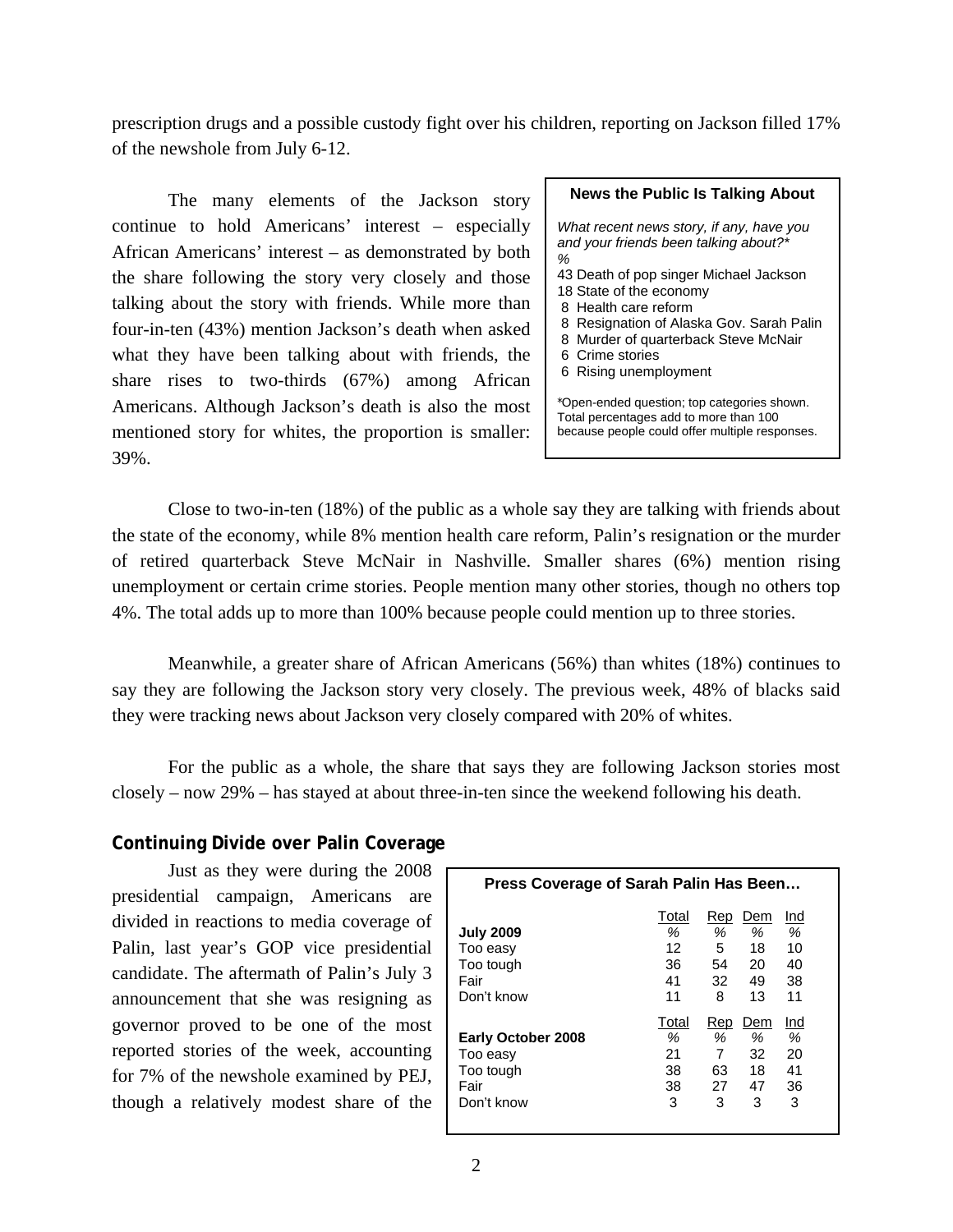prescription drugs and a possible custody fight over his children, reporting on Jackson filled 17% of the newshole from July 6-12.

The many elements of the Jackson story continue to hold Americans' interest – especially African Americans' interest – as demonstrated by both the share following the story very closely and those talking about the story with friends. While more than four-in-ten (43%) mention Jackson's death when asked what they have been talking about with friends, the share rises to two-thirds (67%) among African Americans. Although Jackson's death is also the most mentioned story for whites, the proportion is smaller: 39%.

**News the Public Is Talking About**

*What recent news story, if any, have you and your friends been talking about?\**

| % | |
|---|---|
| 43 | Death of pop singer Michael Jackson |
| 18 | State of the economy |
| 8 | Health care reform |
| 8 | Resignation of Alaska Gov. Sarah Palin |
| 8 | Murder of quarterback Steve McNair |
| 6 | Crime stories |
| 6 | Rising unemployment |

\*Open-ended question; top categories shown. Total percentages add to more than 100 because people could offer multiple responses.

Close to two-in-ten (18%) of the public as a whole say they are talking with friends about the state of the economy, while 8% mention health care reform, Palin's resignation or the murder of retired quarterback Steve McNair in Nashville. Smaller shares (6%) mention rising unemployment or certain crime stories. People mention many other stories, though no others top 4%. The total adds up to more than 100% because people could mention up to three stories.

Meanwhile, a greater share of African Americans (56%) than whites (18%) continues to say they are following the Jackson story very closely. The previous week, 48% of blacks said they were tracking news about Jackson very closely compared with 20% of whites.

For the public as a whole, the share that says they are following Jackson stories most closely – now 29% – has stayed at about three-in-ten since the weekend following his death.

## Continuing Divide over Palin Coverage

Just as they were during the 2008 presidential campaign, Americans are divided in reactions to media coverage of Palin, last year's GOP vice presidential candidate. The aftermath of Palin's July 3 announcement that she was resigning as governor proved to be one of the most reported stories of the week, accounting for 7% of the newshole examined by PEJ, though a relatively modest share of the

**Press Coverage of Sarah Palin Has Been…**

| | Total | Rep | Dem | Ind |
|---|---|---|---|---|
| **July 2009** | % | % | % | % |
| Too easy | 12 | 5 | 18 | 10 |
| Too tough | 36 | 54 | 20 | 40 |
| Fair | 41 | 32 | 49 | 38 |
| Don't know | 11 | 8 | 13 | 11 |
| | Total | Rep | Dem | Ind |
| **Early October 2008** | % | % | % | % |
| Too easy | 21 | 7 | 32 | 20 |
| Too tough | 38 | 63 | 18 | 41 |
| Fair | 38 | 27 | 47 | 36 |
| Don't know | 3 | 3 | 3 | 3 |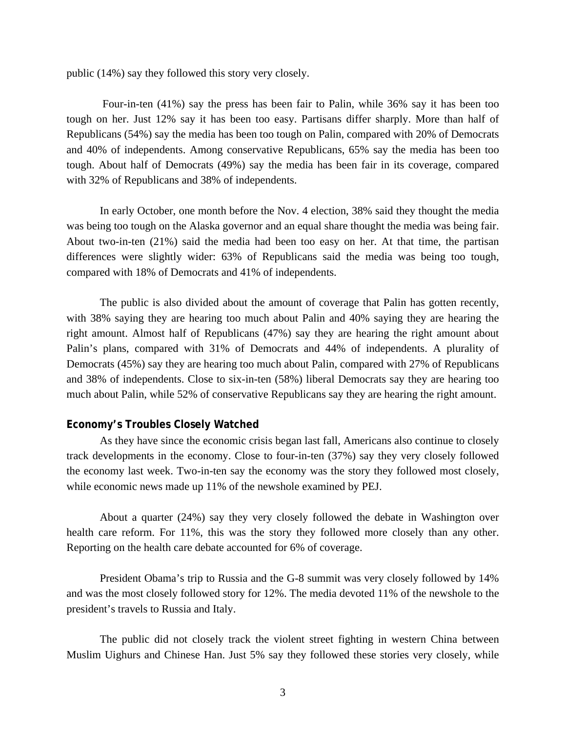public (14%) say they followed this story very closely.

Four-in-ten (41%) say the press has been fair to Palin, while 36% say it has been too tough on her. Just 12% say it has been too easy. Partisans differ sharply. More than half of Republicans (54%) say the media has been too tough on Palin, compared with 20% of Democrats and 40% of independents. Among conservative Republicans, 65% say the media has been too tough. About half of Democrats (49%) say the media has been fair in its coverage, compared with 32% of Republicans and 38% of independents.

In early October, one month before the Nov. 4 election, 38% said they thought the media was being too tough on the Alaska governor and an equal share thought the media was being fair. About two-in-ten (21%) said the media had been too easy on her. At that time, the partisan differences were slightly wider: 63% of Republicans said the media was being too tough, compared with 18% of Democrats and 41% of independents.

The public is also divided about the amount of coverage that Palin has gotten recently, with 38% saying they are hearing too much about Palin and 40% saying they are hearing the right amount. Almost half of Republicans (47%) say they are hearing the right amount about Palin's plans, compared with 31% of Democrats and 44% of independents. A plurality of Democrats (45%) say they are hearing too much about Palin, compared with 27% of Republicans and 38% of independents. Close to six-in-ten (58%) liberal Democrats say they are hearing too much about Palin, while 52% of conservative Republicans say they are hearing the right amount.

### Economy's Troubles Closely Watched

As they have since the economic crisis began last fall, Americans also continue to closely track developments in the economy. Close to four-in-ten (37%) say they very closely followed the economy last week. Two-in-ten say the economy was the story they followed most closely, while economic news made up 11% of the newshole examined by PEJ.

About a quarter (24%) say they very closely followed the debate in Washington over health care reform. For 11%, this was the story they followed more closely than any other. Reporting on the health care debate accounted for 6% of coverage.

President Obama's trip to Russia and the G-8 summit was very closely followed by 14% and was the most closely followed story for 12%. The media devoted 11% of the newshole to the president's travels to Russia and Italy.

The public did not closely track the violent street fighting in western China between Muslim Uighurs and Chinese Han. Just 5% say they followed these stories very closely, while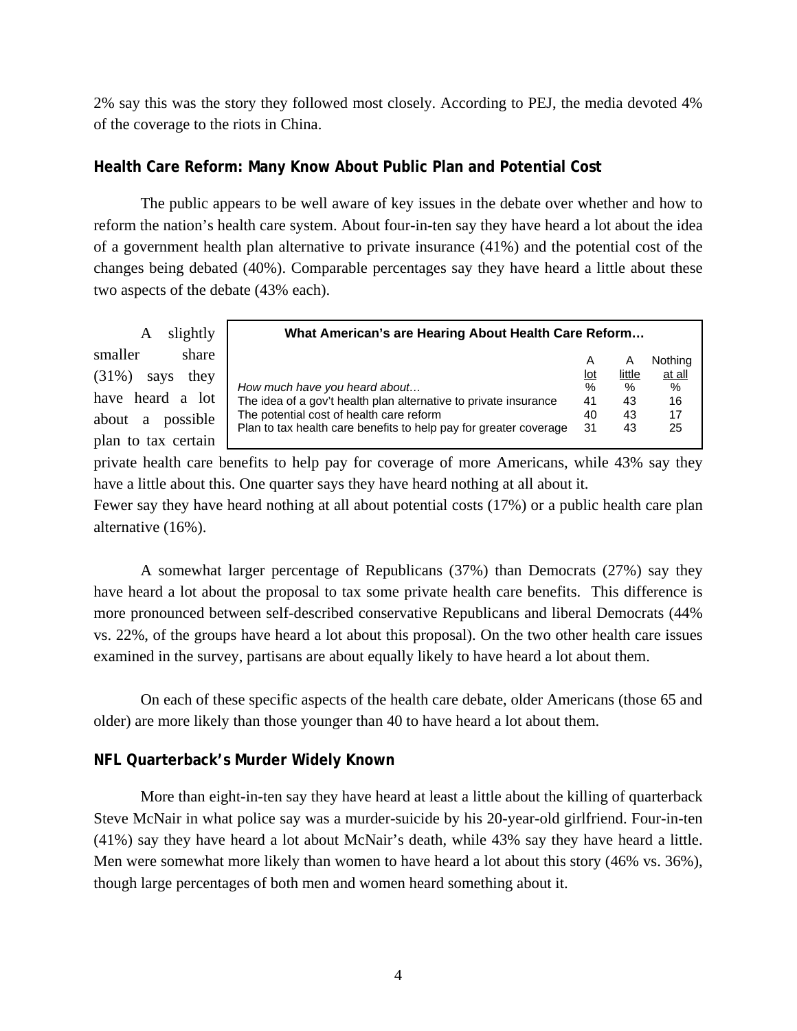2% say this was the story they followed most closely. According to PEJ, the media devoted 4% of the coverage to the riots in China.

### Health Care Reform: Many Know About Public Plan and Potential Cost

The public appears to be well aware of key issues in the debate over whether and how to reform the nation's health care system. About four-in-ten say they have heard a lot about the idea of a government health plan alternative to private insurance (41%) and the potential cost of the changes being debated (40%). Comparable percentages say they have heard a little about these two aspects of the debate (43% each).

A slightly smaller share (31%) says they have heard a lot about a possible plan to tax certain private health care benefits to help pay for coverage of more Americans, while 43% say they have a little about this. One quarter says they have heard nothing at all about it.

**What American's are Hearing About Health Care Reform…**

| | A lot | A little | Nothing at all |
|---|---|---|---|
| *How much have you heard about…* | % | % | % |
| The idea of a gov't health plan alternative to private insurance | 41 | 43 | 16 |
| The potential cost of health care reform | 40 | 43 | 17 |
| Plan to tax health care benefits to help pay for greater coverage | 31 | 43 | 25 |

Fewer say they have heard nothing at all about potential costs (17%) or a public health care plan alternative (16%).

A somewhat larger percentage of Republicans (37%) than Democrats (27%) say they have heard a lot about the proposal to tax some private health care benefits. This difference is more pronounced between self-described conservative Republicans and liberal Democrats (44% vs. 22%, of the groups have heard a lot about this proposal). On the two other health care issues examined in the survey, partisans are about equally likely to have heard a lot about them.

On each of these specific aspects of the health care debate, older Americans (those 65 and older) are more likely than those younger than 40 to have heard a lot about them.

### NFL Quarterback's Murder Widely Known

More than eight-in-ten say they have heard at least a little about the killing of quarterback Steve McNair in what police say was a murder-suicide by his 20-year-old girlfriend. Four-in-ten (41%) say they have heard a lot about McNair's death, while 43% say they have heard a little. Men were somewhat more likely than women to have heard a lot about this story (46% vs. 36%), though large percentages of both men and women heard something about it.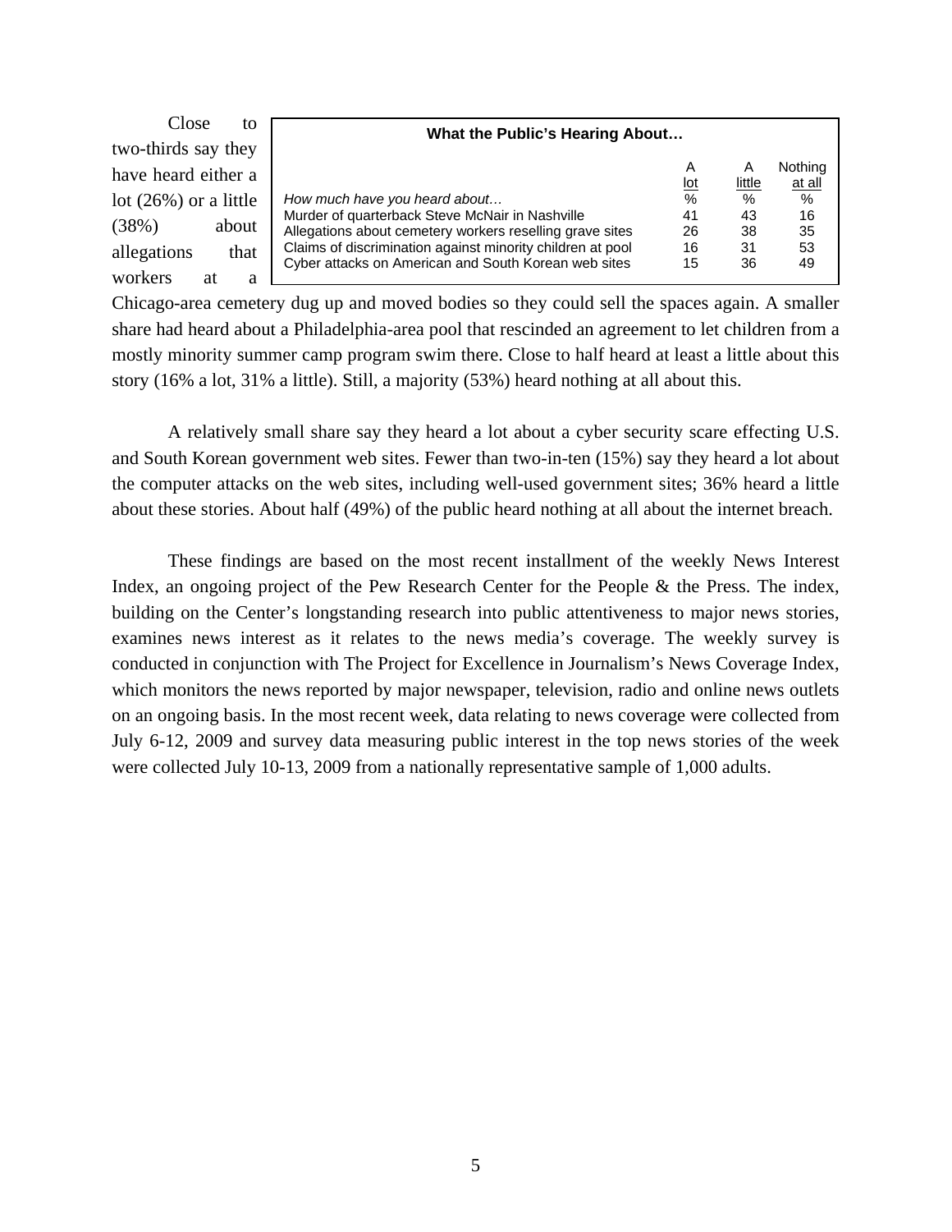**What the Public's Hearing About…**

| *How much have you heard about…* | A lot % | A little % | Nothing at all % |
|---|---|---|---|
| Murder of quarterback Steve McNair in Nashville | 41 | 43 | 16 |
| Allegations about cemetery workers reselling grave sites | 26 | 38 | 35 |
| Claims of discrimination against minority children at pool | 16 | 31 | 53 |
| Cyber attacks on American and South Korean web sites | 15 | 36 | 49 |

Close to two-thirds say they have heard either a lot (26%) or a little (38%) about allegations that workers at a Chicago-area cemetery dug up and moved bodies so they could sell the spaces again. A smaller share had heard about a Philadelphia-area pool that rescinded an agreement to let children from a mostly minority summer camp program swim there. Close to half heard at least a little about this story (16% a lot, 31% a little). Still, a majority (53%) heard nothing at all about this.

A relatively small share say they heard a lot about a cyber security scare effecting U.S. and South Korean government web sites. Fewer than two-in-ten (15%) say they heard a lot about the computer attacks on the web sites, including well-used government sites; 36% heard a little about these stories. About half (49%) of the public heard nothing at all about the internet breach.

These findings are based on the most recent installment of the weekly News Interest Index, an ongoing project of the Pew Research Center for the People & the Press. The index, building on the Center's longstanding research into public attentiveness to major news stories, examines news interest as it relates to the news media's coverage. The weekly survey is conducted in conjunction with The Project for Excellence in Journalism's News Coverage Index, which monitors the news reported by major newspaper, television, radio and online news outlets on an ongoing basis. In the most recent week, data relating to news coverage were collected from July 6-12, 2009 and survey data measuring public interest in the top news stories of the week were collected July 10-13, 2009 from a nationally representative sample of 1,000 adults.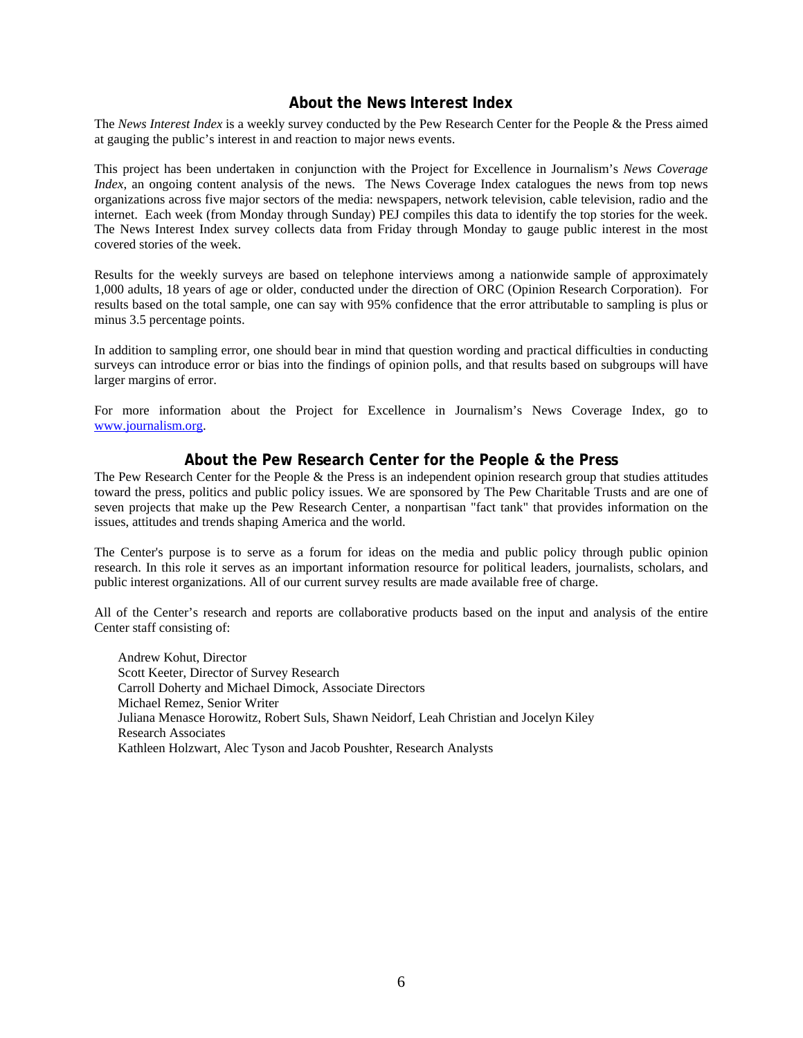## About the News Interest Index

The *News Interest Index* is a weekly survey conducted by the Pew Research Center for the People & the Press aimed at gauging the public's interest in and reaction to major news events.

This project has been undertaken in conjunction with the Project for Excellence in Journalism's *News Coverage Index*, an ongoing content analysis of the news. The News Coverage Index catalogues the news from top news organizations across five major sectors of the media: newspapers, network television, cable television, radio and the internet. Each week (from Monday through Sunday) PEJ compiles this data to identify the top stories for the week. The News Interest Index survey collects data from Friday through Monday to gauge public interest in the most covered stories of the week.

Results for the weekly surveys are based on telephone interviews among a nationwide sample of approximately 1,000 adults, 18 years of age or older, conducted under the direction of ORC (Opinion Research Corporation). For results based on the total sample, one can say with 95% confidence that the error attributable to sampling is plus or minus 3.5 percentage points.

In addition to sampling error, one should bear in mind that question wording and practical difficulties in conducting surveys can introduce error or bias into the findings of opinion polls, and that results based on subgroups will have larger margins of error.

For more information about the Project for Excellence in Journalism's News Coverage Index, go to www.journalism.org.

## About the Pew Research Center for the People & the Press

The Pew Research Center for the People & the Press is an independent opinion research group that studies attitudes toward the press, politics and public policy issues. We are sponsored by The Pew Charitable Trusts and are one of seven projects that make up the Pew Research Center, a nonpartisan "fact tank" that provides information on the issues, attitudes and trends shaping America and the world.

The Center's purpose is to serve as a forum for ideas on the media and public policy through public opinion research. In this role it serves as an important information resource for political leaders, journalists, scholars, and public interest organizations. All of our current survey results are made available free of charge.

All of the Center's research and reports are collaborative products based on the input and analysis of the entire Center staff consisting of:

Andrew Kohut, Director
Scott Keeter, Director of Survey Research
Carroll Doherty and Michael Dimock, Associate Directors
Michael Remez, Senior Writer
Juliana Menasce Horowitz, Robert Suls, Shawn Neidorf, Leah Christian and Jocelyn Kiley
Research Associates
Kathleen Holzwart, Alec Tyson and Jacob Poushter, Research Analysts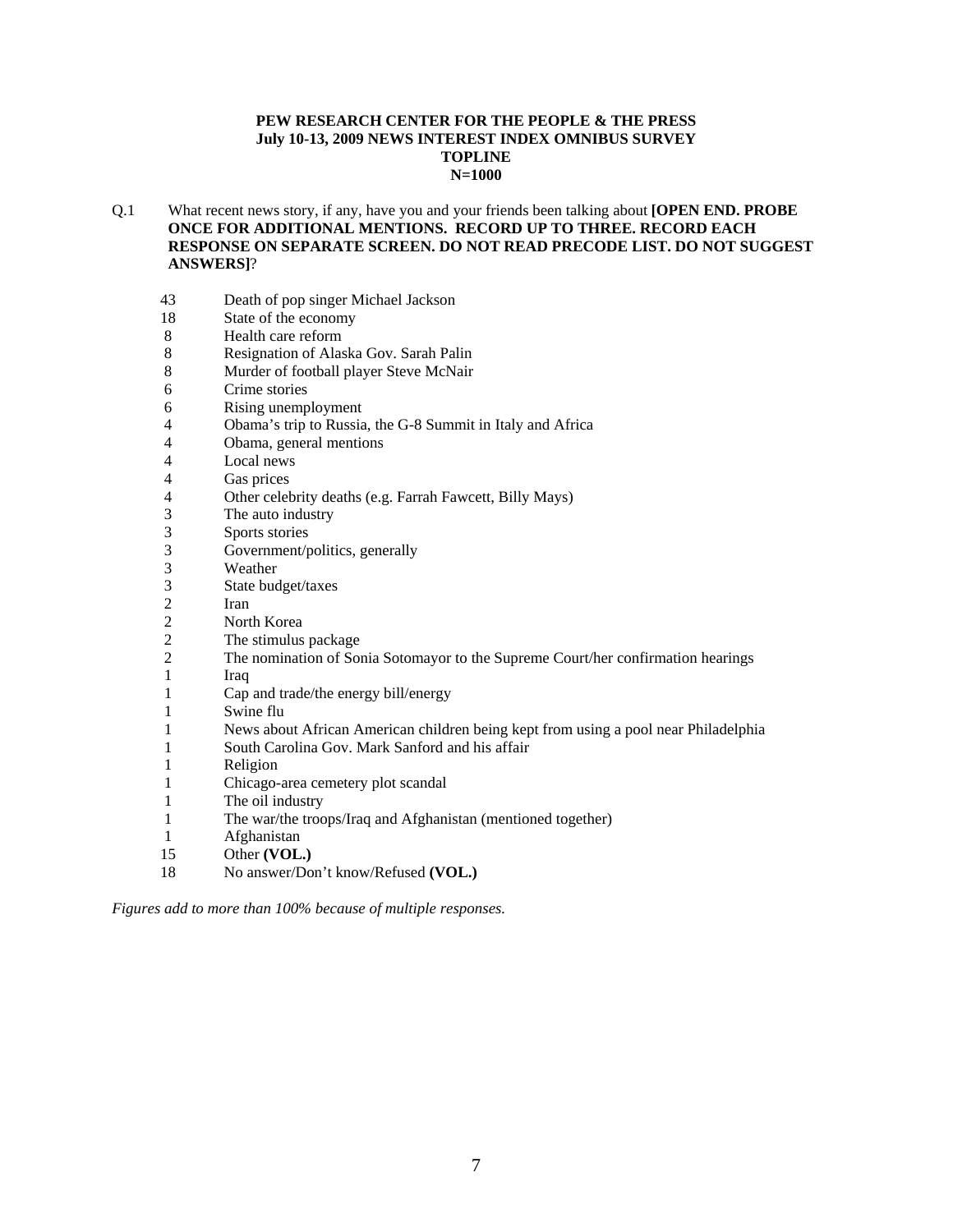**PEW RESEARCH CENTER FOR THE PEOPLE & THE PRESS**
**July 10-13, 2009 NEWS INTEREST INDEX OMNIBUS SURVEY**
**TOPLINE**
**N=1000**

Q.1 What recent news story, if any, have you and your friends been talking about **[OPEN END. PROBE ONCE FOR ADDITIONAL MENTIONS. RECORD UP TO THREE. RECORD EACH RESPONSE ON SEPARATE SCREEN. DO NOT READ PRECODE LIST. DO NOT SUGGEST ANSWERS]**?

| | |
|---|---|
| 43 | Death of pop singer Michael Jackson |
| 18 | State of the economy |
| 8 | Health care reform |
| 8 | Resignation of Alaska Gov. Sarah Palin |
| 8 | Murder of football player Steve McNair |
| 6 | Crime stories |
| 6 | Rising unemployment |
| 4 | Obama's trip to Russia, the G-8 Summit in Italy and Africa |
| 4 | Obama, general mentions |
| 4 | Local news |
| 4 | Gas prices |
| 4 | Other celebrity deaths (e.g. Farrah Fawcett, Billy Mays) |
| 3 | The auto industry |
| 3 | Sports stories |
| 3 | Government/politics, generally |
| 3 | Weather |
| 3 | State budget/taxes |
| 2 | Iran |
| 2 | North Korea |
| 2 | The stimulus package |
| 2 | The nomination of Sonia Sotomayor to the Supreme Court/her confirmation hearings |
| 1 | Iraq |
| 1 | Cap and trade/the energy bill/energy |
| 1 | Swine flu |
| 1 | News about African American children being kept from using a pool near Philadelphia |
| 1 | South Carolina Gov. Mark Sanford and his affair |
| 1 | Religion |
| 1 | Chicago-area cemetery plot scandal |
| 1 | The oil industry |
| 1 | The war/the troops/Iraq and Afghanistan (mentioned together) |
| 1 | Afghanistan |
| 15 | Other **(VOL.)** |
| 18 | No answer/Don't know/Refused **(VOL.)** |

*Figures add to more than 100% because of multiple responses.*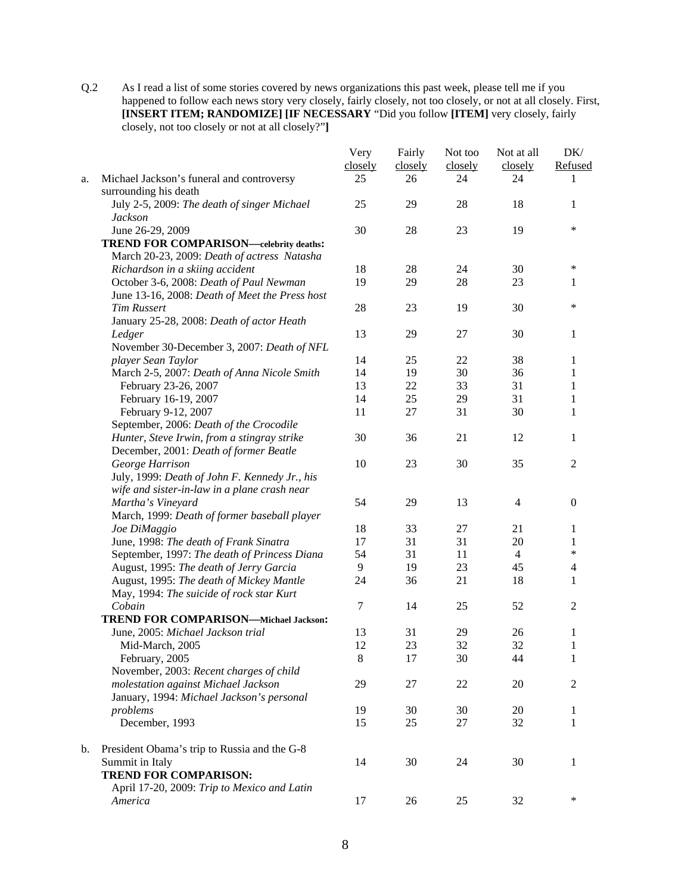Q.2 As I read a list of some stories covered by news organizations this past week, please tell me if you happened to follow each news story very closely, fairly closely, not too closely, or not at all closely. First, **[INSERT ITEM; RANDOMIZE] [IF NECESSARY** "Did you follow **[ITEM]** very closely, fairly closely, not too closely or not at all closely?"**]**

| | | Very closely | Fairly closely | Not too closely | Not at all closely | DK/ Refused |
|---|---|---|---|---|---|---|
| a. | Michael Jackson's funeral and controversy surrounding his death | 25 | 26 | 24 | 24 | 1 |
| | July 2-5, 2009: *The death of singer Michael Jackson* | 25 | 29 | 28 | 18 | 1 |
| | June 26-29, 2009 | 30 | 28 | 23 | 19 | * |
| | **TREND FOR COMPARISON—celebrity deaths:** | | | | | |
| | March 20-23, 2009: *Death of actress Natasha Richardson in a skiing accident* | 18 | 28 | 24 | 30 | * |
| | October 3-6, 2008: *Death of Paul Newman* | 19 | 29 | 28 | 23 | 1 |
| | June 13-16, 2008: *Death of Meet the Press host Tim Russert* | 28 | 23 | 19 | 30 | * |
| | January 25-28, 2008: *Death of actor Heath Ledger* | 13 | 29 | 27 | 30 | 1 |
| | November 30-December 3, 2007: *Death of NFL player Sean Taylor* | 14 | 25 | 22 | 38 | 1 |
| | March 2-5, 2007: *Death of Anna Nicole Smith* | 14 | 19 | 30 | 36 | 1 |
| | February 23-26, 2007 | 13 | 22 | 33 | 31 | 1 |
| | February 16-19, 2007 | 14 | 25 | 29 | 31 | 1 |
| | February 9-12, 2007 | 11 | 27 | 31 | 30 | 1 |
| | September, 2006: *Death of the Crocodile Hunter, Steve Irwin, from a stingray strike* | 30 | 36 | 21 | 12 | 1 |
| | December, 2001: *Death of former Beatle George Harrison* | 10 | 23 | 30 | 35 | 2 |
| | July, 1999: *Death of John F. Kennedy Jr., his wife and sister-in-law in a plane crash near Martha's Vineyard* | 54 | 29 | 13 | 4 | 0 |
| | March, 1999: *Death of former baseball player Joe DiMaggio* | 18 | 33 | 27 | 21 | 1 |
| | June, 1998: *The death of Frank Sinatra* | 17 | 31 | 31 | 20 | 1 |
| | September, 1997: *The death of Princess Diana* | 54 | 31 | 11 | 4 | * |
| | August, 1995: *The death of Jerry Garcia* | 9 | 19 | 23 | 45 | 4 |
| | August, 1995: *The death of Mickey Mantle* | 24 | 36 | 21 | 18 | 1 |
| | May, 1994: *The suicide of rock star Kurt Cobain* | 7 | 14 | 25 | 52 | 2 |
| | **TREND FOR COMPARISON—Michael Jackson:** | | | | | |
| | June, 2005: *Michael Jackson trial* | 13 | 31 | 29 | 26 | 1 |
| | Mid-March, 2005 | 12 | 23 | 32 | 32 | 1 |
| | February, 2005 | 8 | 17 | 30 | 44 | 1 |
| | November, 2003: *Recent charges of child molestation against Michael Jackson* | 29 | 27 | 22 | 20 | 2 |
| | January, 1994: *Michael Jackson's personal problems* | 19 | 30 | 30 | 20 | 1 |
| | December, 1993 | 15 | 25 | 27 | 32 | 1 |
| b. | President Obama's trip to Russia and the G-8 Summit in Italy | 14 | 30 | 24 | 30 | 1 |
| | **TREND FOR COMPARISON:** | | | | | |
| | April 17-20, 2009: *Trip to Mexico and Latin America* | 17 | 26 | 25 | 32 | * |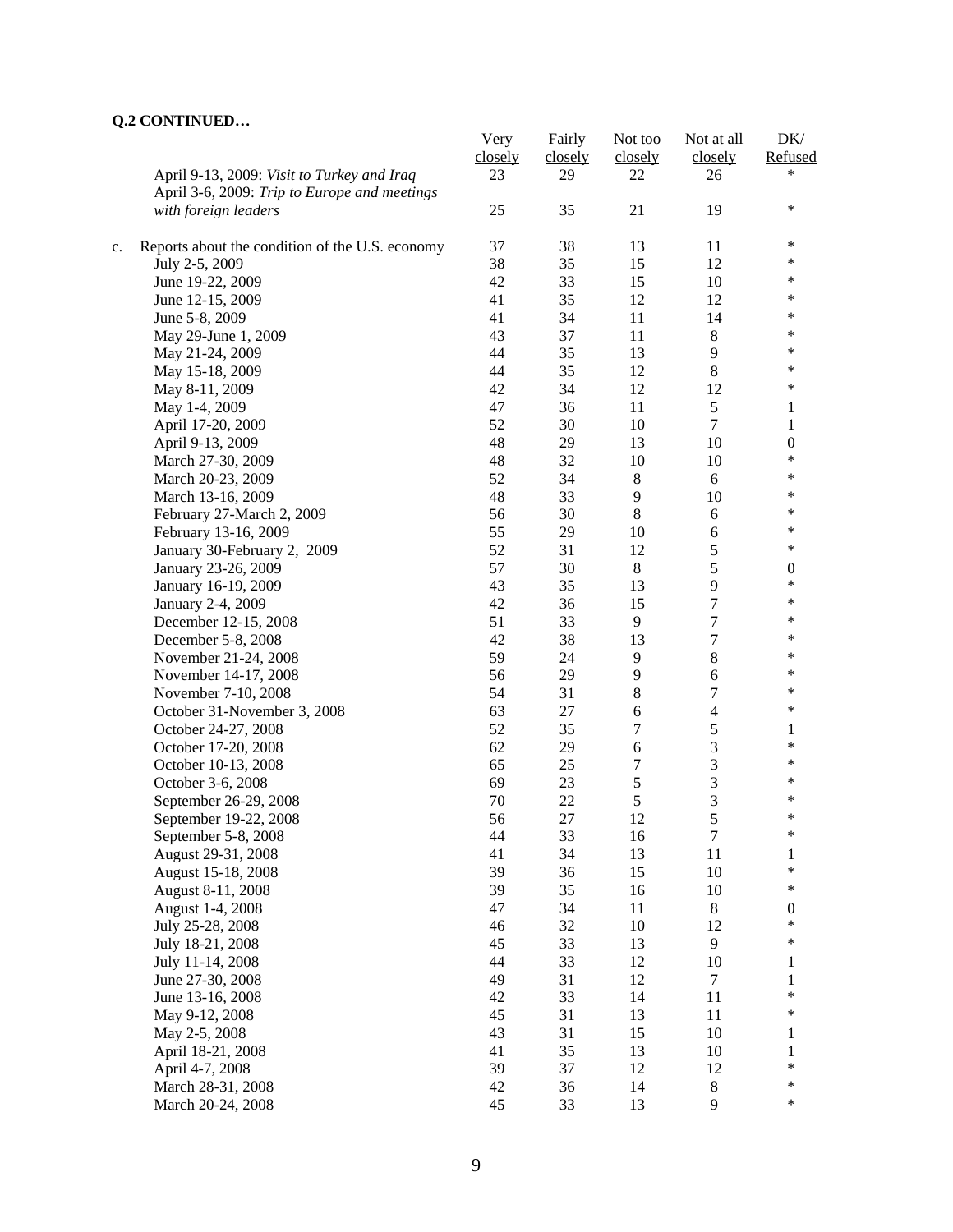**Q.2 CONTINUED…**

| | Very closely | Fairly closely | Not too closely | Not at all closely | DK/ Refused |
|---|---|---|---|---|---|
| April 9-13, 2009: *Visit to Turkey and Iraq* | 23 | 29 | 22 | 26 | * |
| April 3-6, 2009: *Trip to Europe and meetings with foreign leaders* | 25 | 35 | 21 | 19 | * |
| c. Reports about the condition of the U.S. economy | 37 | 38 | 13 | 11 | * |
| July 2-5, 2009 | 38 | 35 | 15 | 12 | * |
| June 19-22, 2009 | 42 | 33 | 15 | 10 | * |
| June 12-15, 2009 | 41 | 35 | 12 | 12 | * |
| June 5-8, 2009 | 41 | 34 | 11 | 14 | * |
| May 29-June 1, 2009 | 43 | 37 | 11 | 8 | * |
| May 21-24, 2009 | 44 | 35 | 13 | 9 | * |
| May 15-18, 2009 | 44 | 35 | 12 | 8 | * |
| May 8-11, 2009 | 42 | 34 | 12 | 12 | * |
| May 1-4, 2009 | 47 | 36 | 11 | 5 | 1 |
| April 17-20, 2009 | 52 | 30 | 10 | 7 | 1 |
| April 9-13, 2009 | 48 | 29 | 13 | 10 | 0 |
| March 27-30, 2009 | 48 | 32 | 10 | 10 | * |
| March 20-23, 2009 | 52 | 34 | 8 | 6 | * |
| March 13-16, 2009 | 48 | 33 | 9 | 10 | * |
| February 27-March 2, 2009 | 56 | 30 | 8 | 6 | * |
| February 13-16, 2009 | 55 | 29 | 10 | 6 | * |
| January 30-February 2, 2009 | 52 | 31 | 12 | 5 | * |
| January 23-26, 2009 | 57 | 30 | 8 | 5 | 0 |
| January 16-19, 2009 | 43 | 35 | 13 | 9 | * |
| January 2-4, 2009 | 42 | 36 | 15 | 7 | * |
| December 12-15, 2008 | 51 | 33 | 9 | 7 | * |
| December 5-8, 2008 | 42 | 38 | 13 | 7 | * |
| November 21-24, 2008 | 59 | 24 | 9 | 8 | * |
| November 14-17, 2008 | 56 | 29 | 9 | 6 | * |
| November 7-10, 2008 | 54 | 31 | 8 | 7 | * |
| October 31-November 3, 2008 | 63 | 27 | 6 | 4 | * |
| October 24-27, 2008 | 52 | 35 | 7 | 5 | 1 |
| October 17-20, 2008 | 62 | 29 | 6 | 3 | * |
| October 10-13, 2008 | 65 | 25 | 7 | 3 | * |
| October 3-6, 2008 | 69 | 23 | 5 | 3 | * |
| September 26-29, 2008 | 70 | 22 | 5 | 3 | * |
| September 19-22, 2008 | 56 | 27 | 12 | 5 | * |
| September 5-8, 2008 | 44 | 33 | 16 | 7 | * |
| August 29-31, 2008 | 41 | 34 | 13 | 11 | 1 |
| August 15-18, 2008 | 39 | 36 | 15 | 10 | * |
| August 8-11, 2008 | 39 | 35 | 16 | 10 | * |
| August 1-4, 2008 | 47 | 34 | 11 | 8 | 0 |
| July 25-28, 2008 | 46 | 32 | 10 | 12 | * |
| July 18-21, 2008 | 45 | 33 | 13 | 9 | * |
| July 11-14, 2008 | 44 | 33 | 12 | 10 | 1 |
| June 27-30, 2008 | 49 | 31 | 12 | 7 | 1 |
| June 13-16, 2008 | 42 | 33 | 14 | 11 | * |
| May 9-12, 2008 | 45 | 31 | 13 | 11 | * |
| May 2-5, 2008 | 43 | 31 | 15 | 10 | 1 |
| April 18-21, 2008 | 41 | 35 | 13 | 10 | 1 |
| April 4-7, 2008 | 39 | 37 | 12 | 12 | * |
| March 28-31, 2008 | 42 | 36 | 14 | 8 | * |
| March 20-24, 2008 | 45 | 33 | 13 | 9 | * |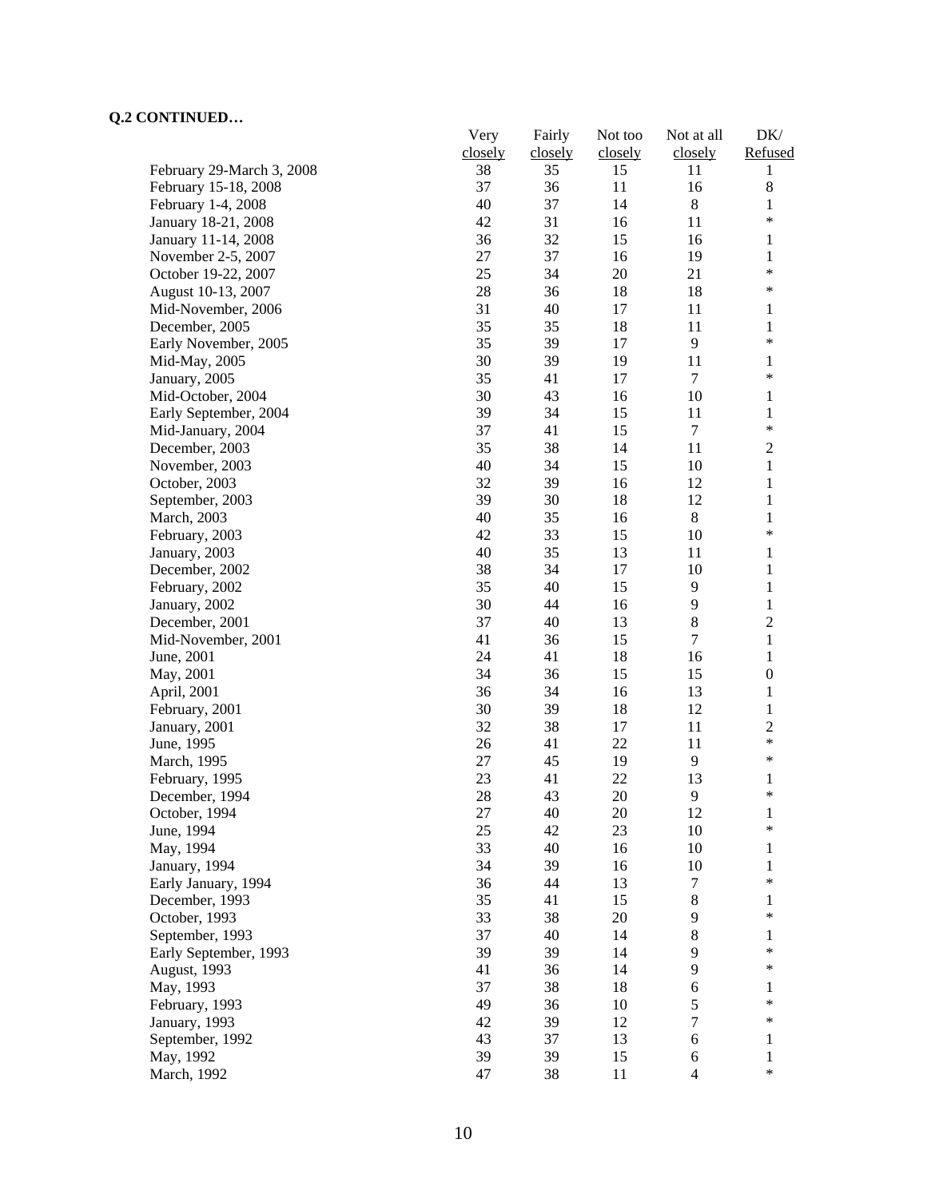**Q.2 CONTINUED…**

| | Very closely | Fairly closely | Not too closely | Not at all closely | DK/ Refused |
|---|---|---|---|---|---|
| February 29-March 3, 2008 | 38 | 35 | 15 | 11 | 1 |
| February 15-18, 2008 | 37 | 36 | 11 | 16 | 8 |
| February 1-4, 2008 | 40 | 37 | 14 | 8 | 1 |
| January 18-21, 2008 | 42 | 31 | 16 | 11 | * |
| January 11-14, 2008 | 36 | 32 | 15 | 16 | 1 |
| November 2-5, 2007 | 27 | 37 | 16 | 19 | 1 |
| October 19-22, 2007 | 25 | 34 | 20 | 21 | * |
| August 10-13, 2007 | 28 | 36 | 18 | 18 | * |
| Mid-November, 2006 | 31 | 40 | 17 | 11 | 1 |
| December, 2005 | 35 | 35 | 18 | 11 | 1 |
| Early November, 2005 | 35 | 39 | 17 | 9 | * |
| Mid-May, 2005 | 30 | 39 | 19 | 11 | 1 |
| January, 2005 | 35 | 41 | 17 | 7 | * |
| Mid-October, 2004 | 30 | 43 | 16 | 10 | 1 |
| Early September, 2004 | 39 | 34 | 15 | 11 | 1 |
| Mid-January, 2004 | 37 | 41 | 15 | 7 | * |
| December, 2003 | 35 | 38 | 14 | 11 | 2 |
| November, 2003 | 40 | 34 | 15 | 10 | 1 |
| October, 2003 | 32 | 39 | 16 | 12 | 1 |
| September, 2003 | 39 | 30 | 18 | 12 | 1 |
| March, 2003 | 40 | 35 | 16 | 8 | 1 |
| February, 2003 | 42 | 33 | 15 | 10 | * |
| January, 2003 | 40 | 35 | 13 | 11 | 1 |
| December, 2002 | 38 | 34 | 17 | 10 | 1 |
| February, 2002 | 35 | 40 | 15 | 9 | 1 |
| January, 2002 | 30 | 44 | 16 | 9 | 1 |
| December, 2001 | 37 | 40 | 13 | 8 | 2 |
| Mid-November, 2001 | 41 | 36 | 15 | 7 | 1 |
| June, 2001 | 24 | 41 | 18 | 16 | 1 |
| May, 2001 | 34 | 36 | 15 | 15 | 0 |
| April, 2001 | 36 | 34 | 16 | 13 | 1 |
| February, 2001 | 30 | 39 | 18 | 12 | 1 |
| January, 2001 | 32 | 38 | 17 | 11 | 2 |
| June, 1995 | 26 | 41 | 22 | 11 | * |
| March, 1995 | 27 | 45 | 19 | 9 | * |
| February, 1995 | 23 | 41 | 22 | 13 | 1 |
| December, 1994 | 28 | 43 | 20 | 9 | * |
| October, 1994 | 27 | 40 | 20 | 12 | 1 |
| June, 1994 | 25 | 42 | 23 | 10 | * |
| May, 1994 | 33 | 40 | 16 | 10 | 1 |
| January, 1994 | 34 | 39 | 16 | 10 | 1 |
| Early January, 1994 | 36 | 44 | 13 | 7 | * |
| December, 1993 | 35 | 41 | 15 | 8 | 1 |
| October, 1993 | 33 | 38 | 20 | 9 | * |
| September, 1993 | 37 | 40 | 14 | 8 | 1 |
| Early September, 1993 | 39 | 39 | 14 | 9 | * |
| August, 1993 | 41 | 36 | 14 | 9 | * |
| May, 1993 | 37 | 38 | 18 | 6 | 1 |
| February, 1993 | 49 | 36 | 10 | 5 | * |
| January, 1993 | 42 | 39 | 12 | 7 | * |
| September, 1992 | 43 | 37 | 13 | 6 | 1 |
| May, 1992 | 39 | 39 | 15 | 6 | 1 |
| March, 1992 | 47 | 38 | 11 | 4 | * |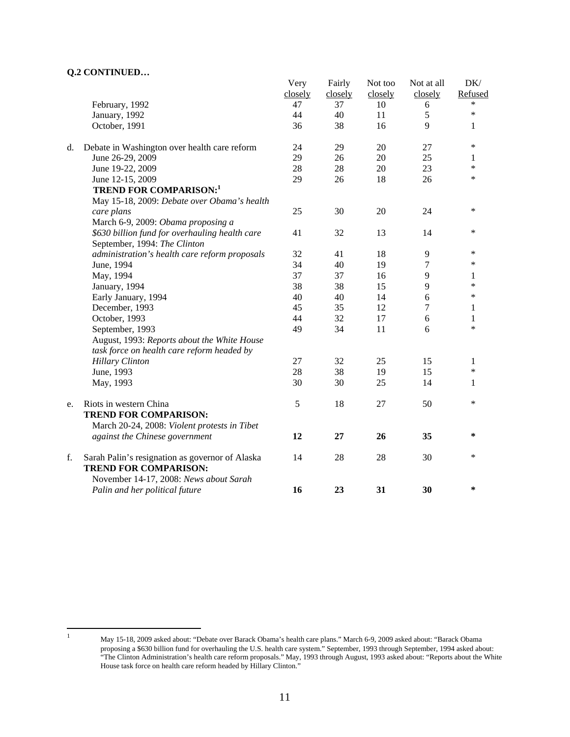**Q.2 CONTINUED…**

| | | Very closely | Fairly closely | Not too closely | Not at all closely | DK/ Refused |
|---|---|---|---|---|---|---|
| | February, 1992 | 47 | 37 | 10 | 6 | * |
| | January, 1992 | 44 | 40 | 11 | 5 | * |
| | October, 1991 | 36 | 38 | 16 | 9 | 1 |
| | | | | | | |
| d. | Debate in Washington over health care reform | 24 | 29 | 20 | 27 | * |
| | June 26-29, 2009 | 29 | 26 | 20 | 25 | 1 |
| | June 19-22, 2009 | 28 | 28 | 20 | 23 | * |
| | June 12-15, 2009 | 29 | 26 | 18 | 26 | * |
| | **TREND FOR COMPARISON:**[1] | | | | | |
| | May 15-18, 2009: *Debate over Obama's health care plans* | 25 | 30 | 20 | 24 | * |
| | March 6-9, 2009: *Obama proposing a $630 billion fund for overhauling health care* | 41 | 32 | 13 | 14 | * |
| | September, 1994: *The Clinton administration's health care reform proposals* | 32 | 41 | 18 | 9 | * |
| | June, 1994 | 34 | 40 | 19 | 7 | * |
| | May, 1994 | 37 | 37 | 16 | 9 | 1 |
| | January, 1994 | 38 | 38 | 15 | 9 | * |
| | Early January, 1994 | 40 | 40 | 14 | 6 | * |
| | December, 1993 | 45 | 35 | 12 | 7 | 1 |
| | October, 1993 | 44 | 32 | 17 | 6 | 1 |
| | September, 1993 | 49 | 34 | 11 | 6 | * |
| | August, 1993: *Reports about the White House task force on health care reform headed by Hillary Clinton* | 27 | 32 | 25 | 15 | 1 |
| | June, 1993 | 28 | 38 | 19 | 15 | * |
| | May, 1993 | 30 | 30 | 25 | 14 | 1 |
| | | | | | | |
| e. | Riots in western China | 5 | 18 | 27 | 50 | * |
| | **TREND FOR COMPARISON:** | | | | | |
| | March 20-24, 2008: *Violent protests in Tibet against the Chinese government* | **12** | **27** | **26** | **35** | ***** |
| | | | | | | |
| f. | Sarah Palin's resignation as governor of Alaska | 14 | 28 | 28 | 30 | * |
| | **TREND FOR COMPARISON:** | | | | | |
| | November 14-17, 2008: *News about Sarah Palin and her political future* | **16** | **23** | **31** | **30** | ***** |

---

[1] May 15-18, 2009 asked about: "Debate over Barack Obama's health care plans." March 6-9, 2009 asked about: "Barack Obama proposing a $630 billion fund for overhauling the U.S. health care system." September, 1993 through September, 1994 asked about: "The Clinton Administration's health care reform proposals." May, 1993 through August, 1993 asked about: "Reports about the White House task force on health care reform headed by Hillary Clinton."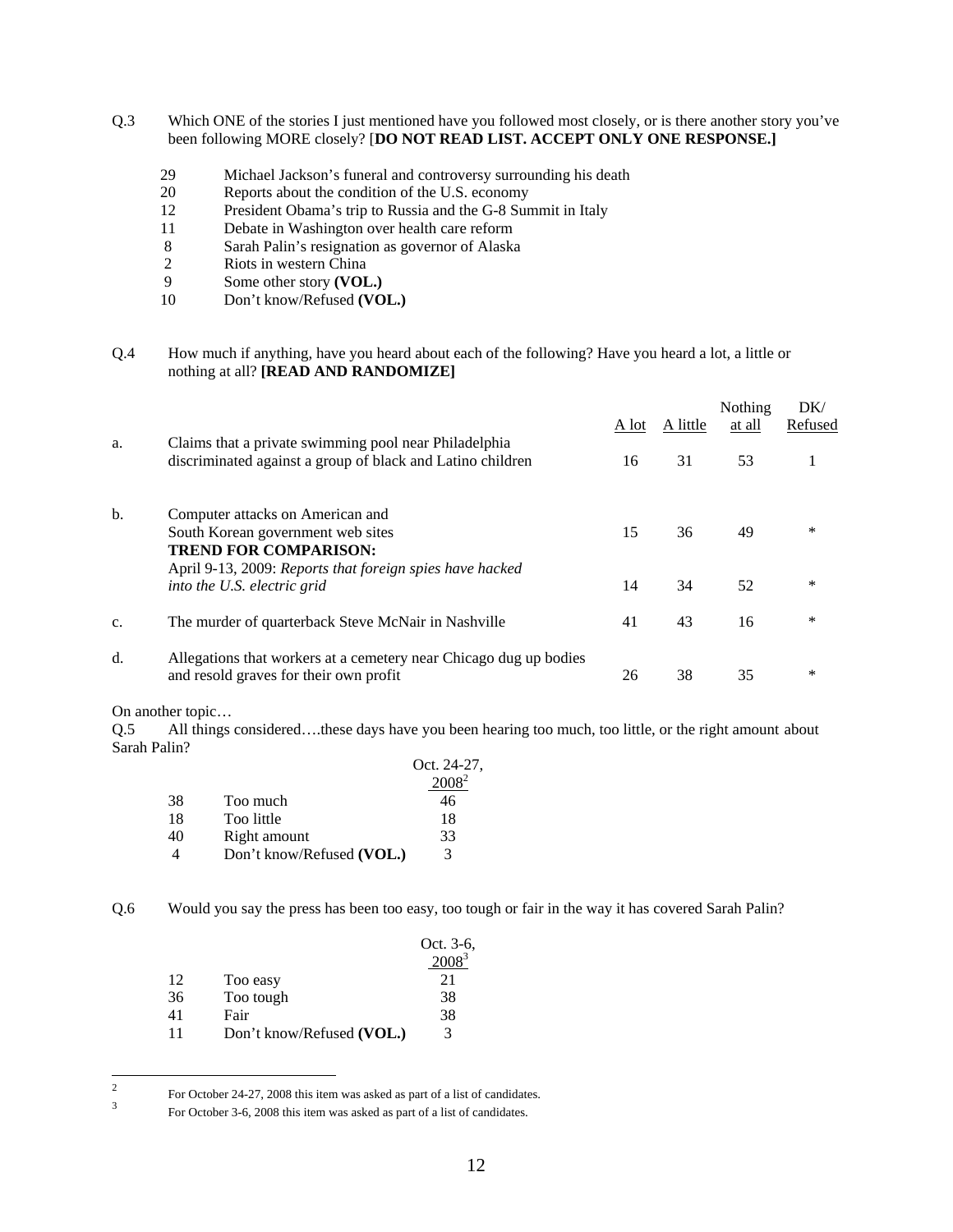Q.3 Which ONE of the stories I just mentioned have you followed most closely, or is there another story you've been following MORE closely? [**DO NOT READ LIST. ACCEPT ONLY ONE RESPONSE.]**

| | |
|---|---|
| 29 | Michael Jackson's funeral and controversy surrounding his death |
| 20 | Reports about the condition of the U.S. economy |
| 12 | President Obama's trip to Russia and the G-8 Summit in Italy |
| 11 | Debate in Washington over health care reform |
| 8 | Sarah Palin's resignation as governor of Alaska |
| 2 | Riots in western China |
| 9 | Some other story **(VOL.)** |
| 10 | Don't know/Refused **(VOL.)** |

Q.4 How much if anything, have you heard about each of the following? Have you heard a lot, a little or nothing at all? **[READ AND RANDOMIZE]**

| | | A lot | A little | Nothing at all | DK/ Refused |
|---|---|---|---|---|---|
| a. | Claims that a private swimming pool near Philadelphia discriminated against a group of black and Latino children | 16 | 31 | 53 | 1 |
| b. | Computer attacks on American and South Korean government web sites | 15 | 36 | 49 | * |
| | **TREND FOR COMPARISON:** | | | | |
| | April 9-13, 2009: *Reports that foreign spies have hacked into the U.S. electric grid* | 14 | 34 | 52 | * |
| c. | The murder of quarterback Steve McNair in Nashville | 41 | 43 | 16 | * |
| d. | Allegations that workers at a cemetery near Chicago dug up bodies and resold graves for their own profit | 26 | 38 | 35 | * |

On another topic…

Q.5 All things considered….these days have you been hearing too much, too little, or the right amount about Sarah Palin?

| | | Oct. 24-27, 2008[2] |
|---|---|---|
| 38 | Too much | 46 |
| 18 | Too little | 18 |
| 40 | Right amount | 33 |
| 4 | Don't know/Refused **(VOL.)** | 3 |

Q.6 Would you say the press has been too easy, too tough or fair in the way it has covered Sarah Palin?

| | | Oct. 3-6, 2008[3] |
|---|---|---|
| 12 | Too easy | 21 |
| 36 | Too tough | 38 |
| 41 | Fair | 38 |
| 11 | Don't know/Refused **(VOL.)** | 3 |

[2] For October 24-27, 2008 this item was asked as part of a list of candidates.

[3] For October 3-6, 2008 this item was asked as part of a list of candidates.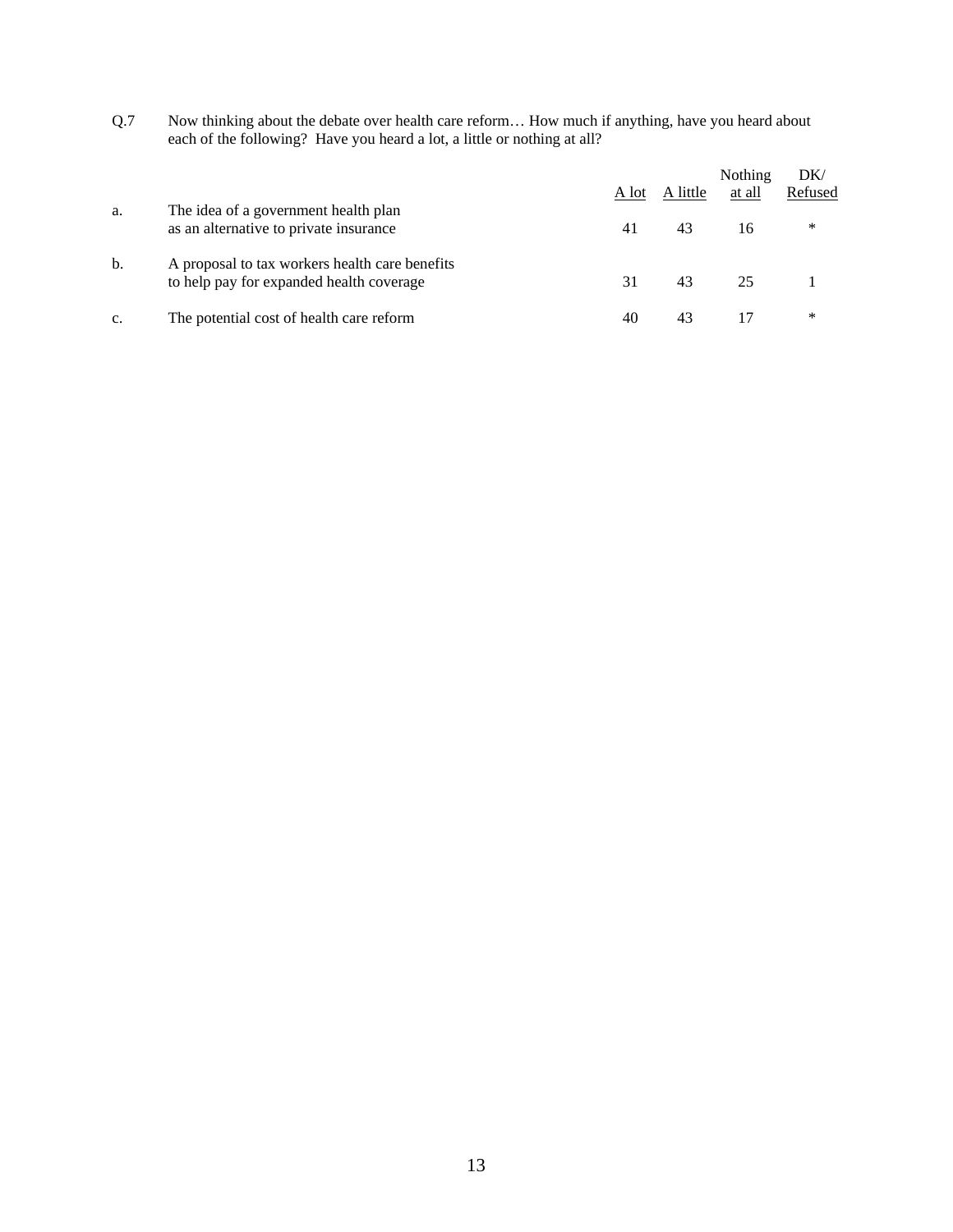Q.7 Now thinking about the debate over health care reform… How much if anything, have you heard about each of the following? Have you heard a lot, a little or nothing at all?

| | | A lot | A little | Nothing at all | DK/ Refused |
|---|---|---|---|---|---|
| a. | The idea of a government health plan as an alternative to private insurance | 41 | 43 | 16 | * |
| b. | A proposal to tax workers health care benefits to help pay for expanded health coverage | 31 | 43 | 25 | 1 |
| c. | The potential cost of health care reform | 40 | 43 | 17 | * |